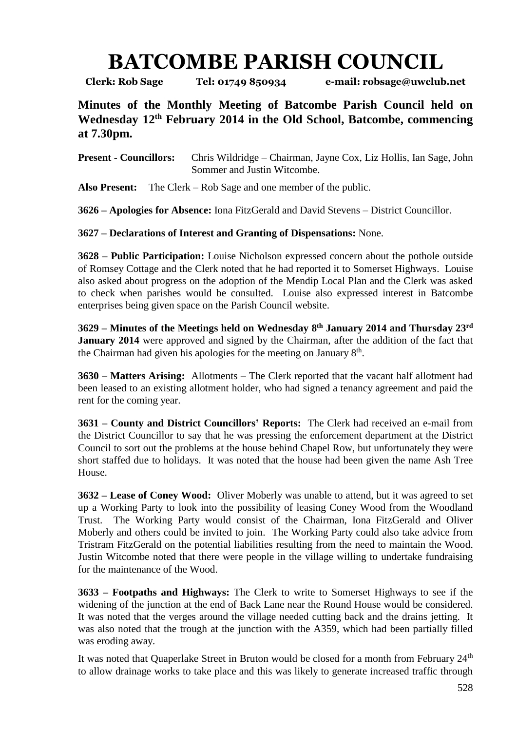# BATCOMBE PARISH COUNCIL

**Clerk: Rob Sage Tel: 01749 850934 e-mail: robsage@uwclub.net**

**Minutes of the Monthly Meeting of Batcombe Parish Council held on Wednesday 12th February 2014 in the Old School, Batcombe, commencing at 7.30pm.**

**Present - Councillors:** Chris Wildridge – Chairman, Jayne Cox, Liz Hollis, Ian Sage, John Sommer and Justin Witcombe.

**Also Present:** The Clerk – Rob Sage and one member of the public.

**3626 – Apologies for Absence:** Iona FitzGerald and David Stevens – District Councillor.

**3627 – Declarations of Interest and Granting of Dispensations:** None.

**3628 – Public Participation:** Louise Nicholson expressed concern about the pothole outside of Romsey Cottage and the Clerk noted that he had reported it to Somerset Highways. Louise also asked about progress on the adoption of the Mendip Local Plan and the Clerk was asked to check when parishes would be consulted. Louise also expressed interest in Batcombe enterprises being given space on the Parish Council website.

**3629 – Minutes of the Meetings held on Wednesday 8th January 2014 and Thursday 23rd January 2014** were approved and signed by the Chairman, after the addition of the fact that the Chairman had given his apologies for the meeting on January 8th.

**3630 – Matters Arising:** Allotments – The Clerk reported that the vacant half allotment had been leased to an existing allotment holder, who had signed a tenancy agreement and paid the rent for the coming year.

**3631 – County and District Councillors' Reports:** The Clerk had received an e-mail from the District Councillor to say that he was pressing the enforcement department at the District Council to sort out the problems at the house behind Chapel Row, but unfortunately they were short staffed due to holidays. It was noted that the house had been given the name Ash Tree House.

**3632 – Lease of Coney Wood:** Oliver Moberly was unable to attend, but it was agreed to set up a Working Party to look into the possibility of leasing Coney Wood from the Woodland Trust. The Working Party would consist of the Chairman, Iona FitzGerald and Oliver Moberly and others could be invited to join. The Working Party could also take advice from Tristram FitzGerald on the potential liabilities resulting from the need to maintain the Wood. Justin Witcombe noted that there were people in the village willing to undertake fundraising for the maintenance of the Wood.

**3633 – Footpaths and Highways:** The Clerk to write to Somerset Highways to see if the widening of the junction at the end of Back Lane near the Round House would be considered. It was noted that the verges around the village needed cutting back and the drains jetting. It was also noted that the trough at the junction with the A359, which had been partially filled was eroding away.

It was noted that Quaperlake Street in Bruton would be closed for a month from February 24th to allow drainage works to take place and this was likely to generate increased traffic through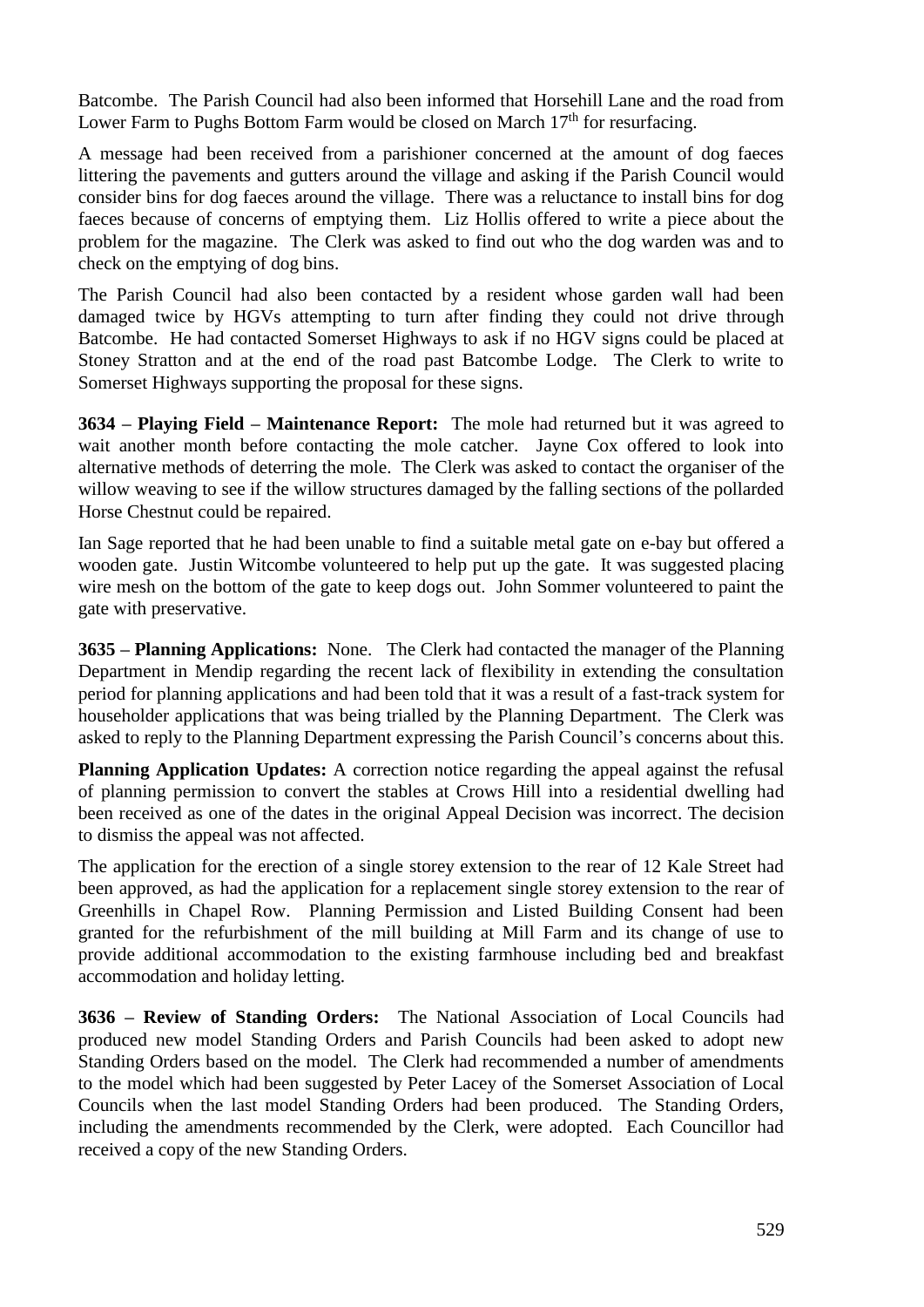Batcombe. The Parish Council had also been informed that Horsehill Lane and the road from Lower Farm to Pughs Bottom Farm would be closed on March 17th for resurfacing.

A message had been received from a parishioner concerned at the amount of dog faeces littering the pavements and gutters around the village and asking if the Parish Council would consider bins for dog faeces around the village. There was a reluctance to install bins for dog faeces because of concerns of emptying them. Liz Hollis offered to write a piece about the problem for the magazine. The Clerk was asked to find out who the dog warden was and to check on the emptying of dog bins.

The Parish Council had also been contacted by a resident whose garden wall had been damaged twice by HGVs attempting to turn after finding they could not drive through Batcombe. He had contacted Somerset Highways to ask if no HGV signs could be placed at Stoney Stratton and at the end of the road past Batcombe Lodge. The Clerk to write to Somerset Highways supporting the proposal for these signs.

**3634 – Playing Field – Maintenance Report:** The mole had returned but it was agreed to wait another month before contacting the mole catcher. Jayne Cox offered to look into alternative methods of deterring the mole. The Clerk was asked to contact the organiser of the willow weaving to see if the willow structures damaged by the falling sections of the pollarded Horse Chestnut could be repaired.

Ian Sage reported that he had been unable to find a suitable metal gate on e-bay but offered a wooden gate. Justin Witcombe volunteered to help put up the gate. It was suggested placing wire mesh on the bottom of the gate to keep dogs out. John Sommer volunteered to paint the gate with preservative.

**3635 – Planning Applications:** None. The Clerk had contacted the manager of the Planning Department in Mendip regarding the recent lack of flexibility in extending the consultation period for planning applications and had been told that it was a result of a fast-track system for householder applications that was being trialled by the Planning Department. The Clerk was asked to reply to the Planning Department expressing the Parish Council's concerns about this.

**Planning Application Updates:** A correction notice regarding the appeal against the refusal of planning permission to convert the stables at Crows Hill into a residential dwelling had been received as one of the dates in the original Appeal Decision was incorrect. The decision to dismiss the appeal was not affected.

The application for the erection of a single storey extension to the rear of 12 Kale Street had been approved, as had the application for a replacement single storey extension to the rear of Greenhills in Chapel Row. Planning Permission and Listed Building Consent had been granted for the refurbishment of the mill building at Mill Farm and its change of use to provide additional accommodation to the existing farmhouse including bed and breakfast accommodation and holiday letting.

**3636 – Review of Standing Orders:** The National Association of Local Councils had produced new model Standing Orders and Parish Councils had been asked to adopt new Standing Orders based on the model. The Clerk had recommended a number of amendments to the model which had been suggested by Peter Lacey of the Somerset Association of Local Councils when the last model Standing Orders had been produced. The Standing Orders, including the amendments recommended by the Clerk, were adopted. Each Councillor had received a copy of the new Standing Orders.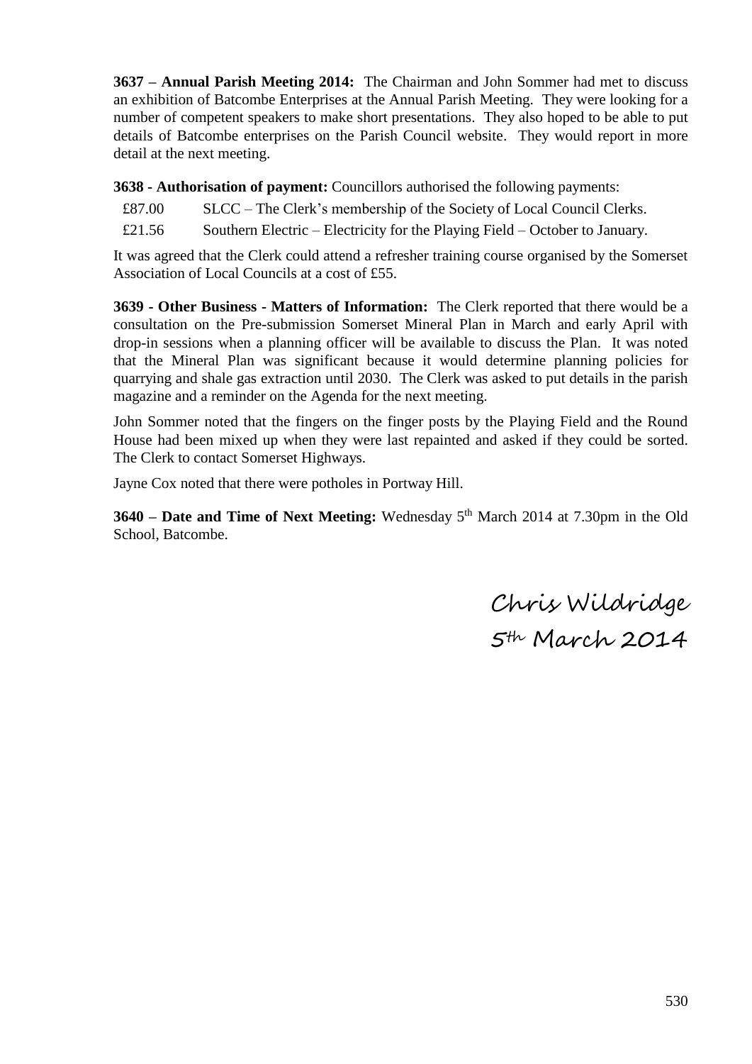**3637 – Annual Parish Meeting 2014:** The Chairman and John Sommer had met to discuss an exhibition of Batcombe Enterprises at the Annual Parish Meeting. They were looking for a number of competent speakers to make short presentations. They also hoped to be able to put details of Batcombe enterprises on the Parish Council website. They would report in more detail at the next meeting.

**3638 - Authorisation of payment:** Councillors authorised the following payments:

| | |
|---|---|
| £87.00 | SLCC – The Clerk's membership of the Society of Local Council Clerks. |
| £21.56 | Southern Electric – Electricity for the Playing Field – October to January. |

It was agreed that the Clerk could attend a refresher training course organised by the Somerset Association of Local Councils at a cost of £55.

**3639 - Other Business - Matters of Information:** The Clerk reported that there would be a consultation on the Pre-submission Somerset Mineral Plan in March and early April with drop-in sessions when a planning officer will be available to discuss the Plan. It was noted that the Mineral Plan was significant because it would determine planning policies for quarrying and shale gas extraction until 2030. The Clerk was asked to put details in the parish magazine and a reminder on the Agenda for the next meeting.

John Sommer noted that the fingers on the finger posts by the Playing Field and the Round House had been mixed up when they were last repainted and asked if they could be sorted. The Clerk to contact Somerset Highways.

Jayne Cox noted that there were potholes in Portway Hill.

**3640 – Date and Time of Next Meeting:** Wednesday 5th March 2014 at 7.30pm in the Old School, Batcombe.

Chris Wildridge
5th March 2014